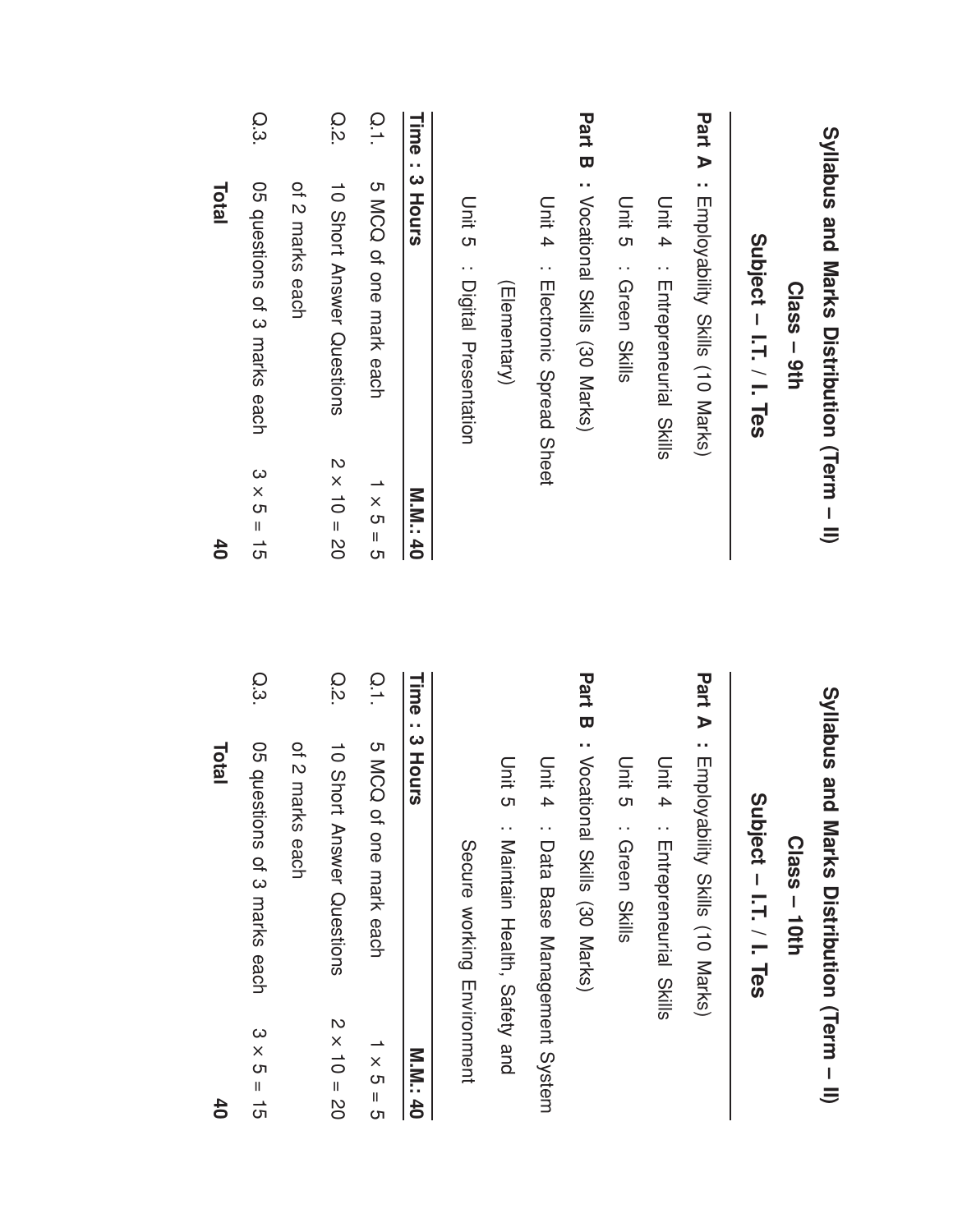# Syllabus and Marks Distribution (Term – II)

## Class – 9th

## Subject – I.T. / I. Tes

**Part A :** Employability Skills (10 Marks)

Unit 4 : Entrepreneurial Skills

Unit 5 : Green Skills

**Part B :** Vocational Skills (30 Marks)

Unit 4 : Electronic Spread Sheet (Elementary)

Unit 5 : Digital Presentation

| **Time : 3 Hours** | | **M.M.: 40** |
|---|---|---|
| Q.1. | 5 MCQ of one mark each | 1 × 5 = 5 |
| Q.2. | 10 Short Answer Questions of 2 marks each | 2 × 10 = 20 |
| Q.3. | 05 questions of 3 marks each | 3 × 5 = 15 |
| | **Total** | **40** |

# Syllabus and Marks Distribution (Term – II)

## Class – 10th

## Subject – I.T. / I. Tes

**Part A :** Employability Skills (10 Marks)

Unit 4 : Entrepreneurial Skills

Unit 5 : Green Skills

**Part B :** Vocational Skills (30 Marks)

Unit 4 : Data Base Management System

Unit 5 : Maintain Health, Safety and Secure working Environment

| **Time : 3 Hours** | | **M.M.: 40** |
|---|---|---|
| Q.1. | 5 MCQ of one mark each | 1 × 5 = 5 |
| Q.2. | 10 Short Answer Questions of 2 marks each | 2 × 10 = 20 |
| Q.3. | 05 questions of 3 marks each | 3 × 5 = 15 |
| | **Total** | **40** |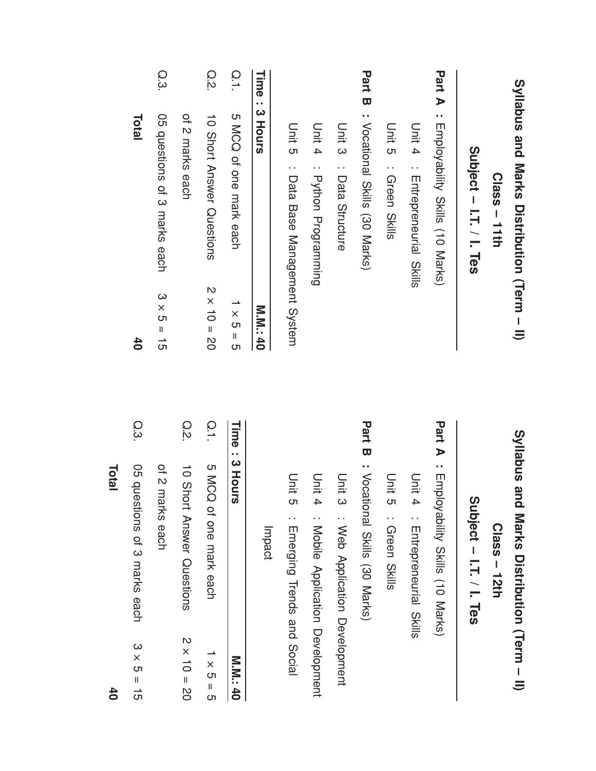## Syllabus and Marks Distribution (Term – II)

### Class – 11th

### Subject – I.T. / I. Tes

**Part A :** Employability Skills (10 Marks)

Unit 4 : Entrepreneurial Skills

Unit 5 : Green Skills

**Part B :** Vocational Skills (30 Marks)

Unit 3 : Data Structure

Unit 4 : Python Programming

Unit 5 : Data Base Management System

| **Time : 3 Hours** | | **M.M.: 40** |
|---|---|---|
| Q.1. | 5 MCQ of one mark each | 1 × 5 = 5 |
| Q.2. | 10 Short Answer Questions of 2 marks each | 2 × 10 = 20 |
| Q.3. | 05 questions of 3 marks each | 3 × 5 = 15 |
| | **Total** | **40** |

## Syllabus and Marks Distribution (Term – II)

### Class – 12th

### Subject – I.T. / I. Tes

**Part A :** Employability Skills (10 Marks)

Unit 4 : Entrepreneurial Skills

Unit 5 : Green Skills

**Part B :** Vocational Skills (30 Marks)

Unit 3 : Web Application Development

Unit 4 : Mobile Application Development

Unit 5 : Emerging Trends and Social Impact

| **Time : 3 Hours** | | **M.M.: 40** |
|---|---|---|
| Q.1. | 5 MCQ of one mark each | 1 × 5 = 5 |
| Q.2. | 10 Short Answer Questions of 2 marks each | 2 × 10 = 20 |
| Q.3. | 05 questions of 3 marks each | 3 × 5 = 15 |
| | **Total** | **40** |